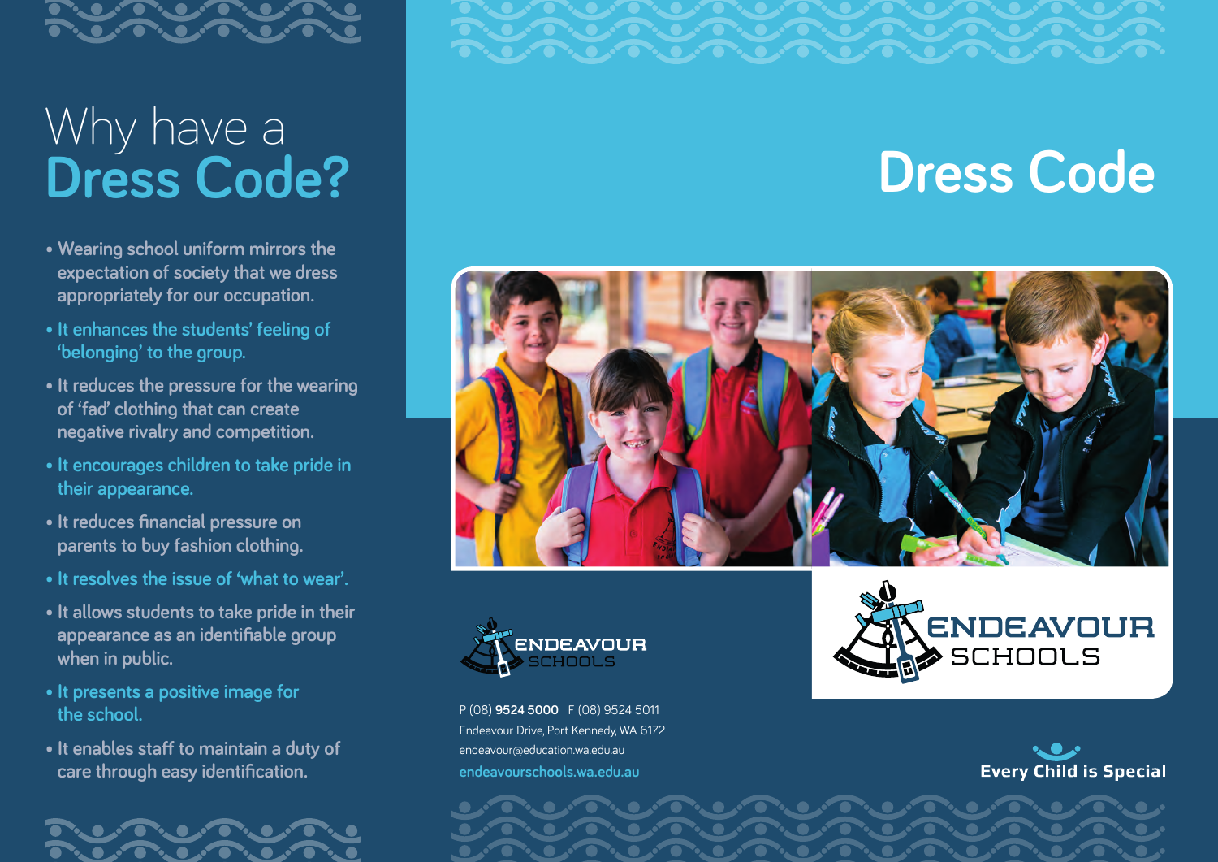# Why have a Dress Code?

- Wearing school uniform mirrors the expectation of society that we dress appropriately for our occupation.
- It enhances the students' feeling of 'belonging' to the group.
- It reduces the pressure for the wearing of 'fad' clothing that can create negative rivalry and competition.
- It encourages children to take pride in their appearance.
- It reduces financial pressure on parents to buy fashion clothing.
- It resolves the issue of 'what to wear'.
- It allows students to take pride in their appearance as an identifiable group when in public.
- It presents a positive image for the school.
- It enables staff to maintain a duty of care through easy identification.

ENDEAVOUR SCHOOLS

P (08) **9524 5000** F (08) 9524 5011
Endeavour Drive, Port Kennedy, WA 6172
endeavour@education.wa.edu.au
endeavourschools.wa.edu.au

# Dress Code

ENDEAVOUR SCHOOLS

**Every Child is Special**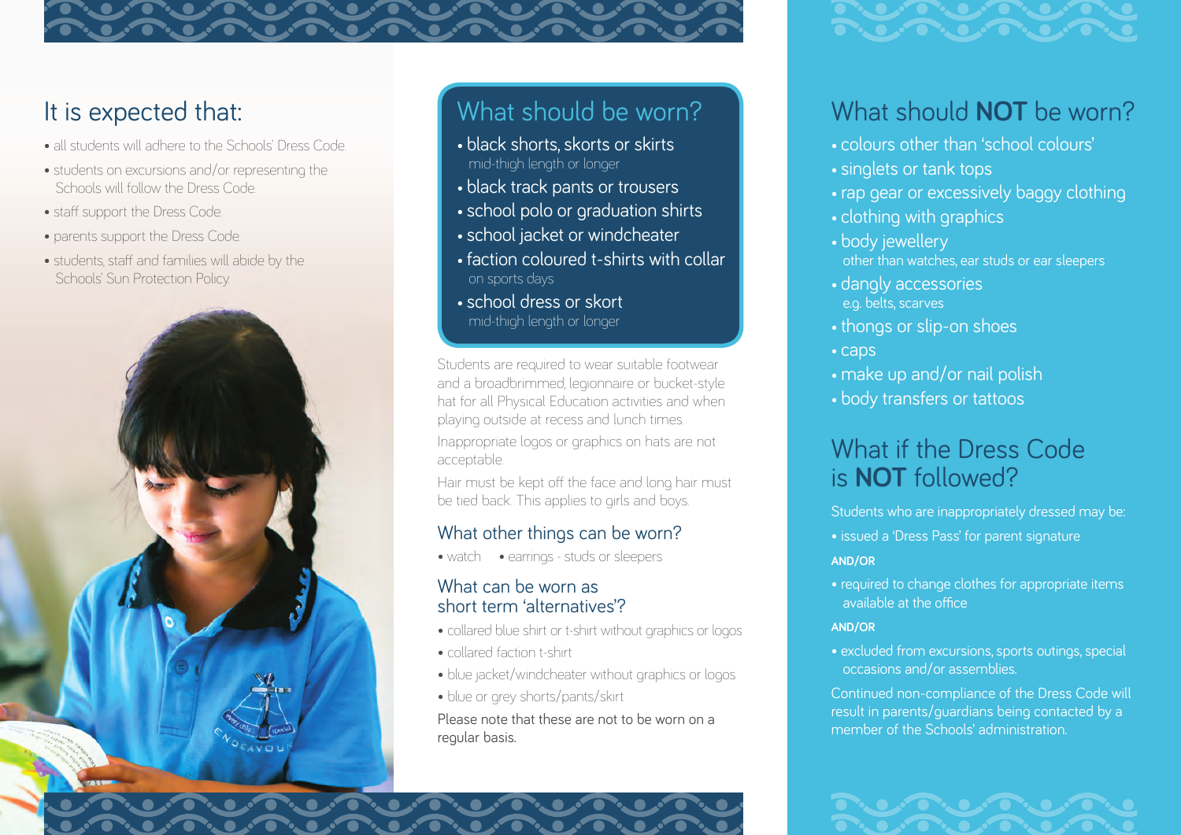## It is expected that:

- all students will adhere to the Schools' Dress Code.
- students on excursions and/or representing the Schools will follow the Dress Code.
- staff support the Dress Code.
- parents support the Dress Code.
- students, staff and families will abide by the Schools' Sun Protection Policy.

## What should be worn?

- black shorts, skorts or skirts
  mid-thigh length or longer
- black track pants or trousers
- school polo or graduation shirts
- school jacket or windcheater
- faction coloured t-shirts with collar
  on sports days
- school dress or skort
  mid-thigh length or longer

Students are required to wear suitable footwear and a broadbrimmed, legionnaire or bucket-style hat for all Physical Education activities and when playing outside at recess and lunch times.

Inappropriate logos or graphics on hats are not acceptable.

Hair must be kept off the face and long hair must be tied back. This applies to girls and boys.

### What other things can be worn?

- watch
- earrings - studs or sleepers

### What can be worn as short term 'alternatives'?

- collared blue shirt or t-shirt without graphics or logos
- collared faction t-shirt
- blue jacket/windcheater without graphics or logos
- blue or grey shorts/pants/skirt

Please note that these are not to be worn on a regular basis.

## What should **NOT** be worn?

- colours other than 'school colours'
- singlets or tank tops
- rap gear or excessively baggy clothing
- clothing with graphics
- body jewellery
  other than watches, ear studs or ear sleepers
- dangly accessories
  e.g. belts, scarves
- thongs or slip-on shoes
- caps
- make up and/or nail polish
- body transfers or tattoos

## What if the Dress Code is **NOT** followed?

Students who are inappropriately dressed may be:

- issued a 'Dress Pass' for parent signature

**AND/OR**

- required to change clothes for appropriate items available at the office

**AND/OR**

- excluded from excursions, sports outings, special occasions and/or assemblies.

Continued non-compliance of the Dress Code will result in parents/guardians being contacted by a member of the Schools' administration.